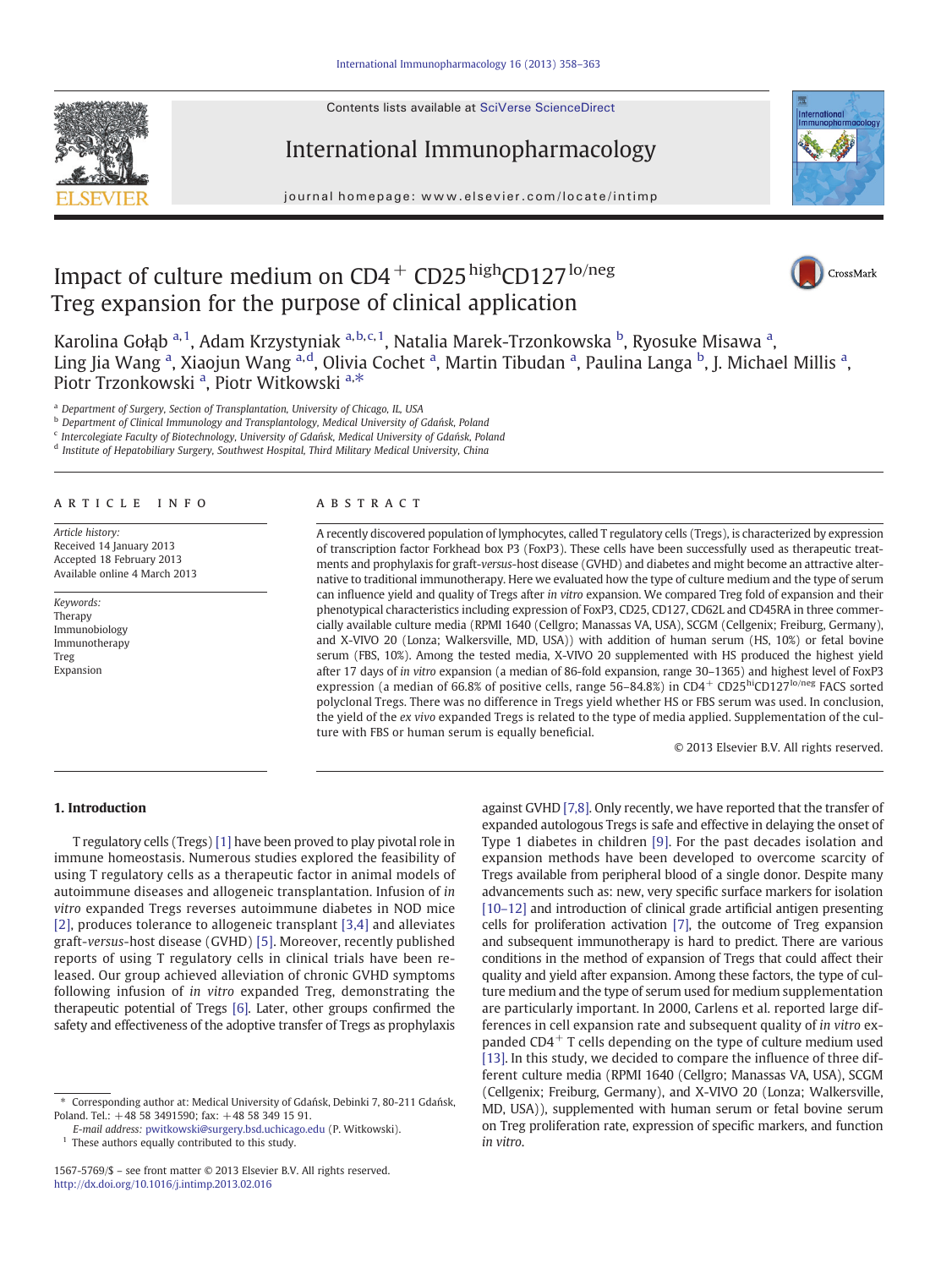# Impact of culture medium on CD4$^{+}$ CD25$^{high}$CD127$^{lo/neg}$ Treg expansion for the purpose of clinical application

Karolina Gołąb [a,1], Adam Krzystyniak [a,b,c,1], Natalia Marek-Trzonkowska [b], Ryosuke Misawa [a], Ling Jia Wang [a], Xiaojun Wang [a,d], Olivia Cochet [a], Martin Tibudan [a], Paulina Langa [b], J. Michael Millis [a], Piotr Trzonkowski [a], Piotr Witkowski [a,*]

[a] Department of Surgery, Section of Transplantation, University of Chicago, IL, USA
[b] Department of Clinical Immunology and Transplantology, Medical University of Gdańsk, Poland
[c] Intercolegiate Faculty of Biotechnology, University of Gdańsk, Medical University of Gdańsk, Poland
[d] Institute of Hepatobiliary Surgery, Southwest Hospital, Third Military Medical University, China

**ARTICLE INFO**

*Article history:*
Received 14 January 2013
Accepted 18 February 2013
Available online 4 March 2013

*Keywords:*
Therapy
Immunobiology
Immunotherapy
Treg
Expansion

**ABSTRACT**

A recently discovered population of lymphocytes, called T regulatory cells (Tregs), is characterized by expression of transcription factor Forkhead box P3 (FoxP3). These cells have been successfully used as therapeutic treatments and prophylaxis for graft-*versus*-host disease (GVHD) and diabetes and might become an attractive alternative to traditional immunotherapy. Here we evaluated how the type of culture medium and the type of serum can influence yield and quality of Tregs after *in vitro* expansion. We compared Treg fold of expansion and their phenotypical characteristics including expression of FoxP3, CD25, CD127, CD62L and CD45RA in three commercially available culture media (RPMI 1640 (Cellgro; Manassas VA, USA), SCGM (Cellgenix; Freiburg, Germany), and X-VIVO 20 (Lonza; Walkersville, MD, USA)) with addition of human serum (HS, 10%) or fetal bovine serum (FBS, 10%). Among the tested media, X-VIVO 20 supplemented with HS produced the highest yield after 17 days of *in vitro* expansion (a median of 86-fold expansion, range 30–1365) and highest level of FoxP3 expression (a median of 66.8% of positive cells, range 56–84.8%) in CD4$^{+}$ CD25$^{hi}$CD127$^{lo/neg}$ FACS sorted polyclonal Tregs. There was no difference in Tregs yield whether HS or FBS serum was used. In conclusion, the yield of the *ex vivo* expanded Tregs is related to the type of media applied. Supplementation of the culture with FBS or human serum is equally beneficial.

© 2013 Elsevier B.V. All rights reserved.

## 1. Introduction

T regulatory cells (Tregs) [1] have been proved to play pivotal role in immune homeostasis. Numerous studies explored the feasibility of using T regulatory cells as a therapeutic factor in animal models of autoimmune diseases and allogeneic transplantation. Infusion of *in vitro* expanded Tregs reverses autoimmune diabetes in NOD mice [2], produces tolerance to allogeneic transplant [3,4] and alleviates graft-*versus*-host disease (GVHD) [5]. Moreover, recently published reports of using T regulatory cells in clinical trials have been released. Our group achieved alleviation of chronic GVHD symptoms following infusion of *in vitro* expanded Treg, demonstrating the therapeutic potential of Tregs [6]. Later, other groups confirmed the safety and effectiveness of the adoptive transfer of Tregs as prophylaxis against GVHD [7,8]. Only recently, we have reported that the transfer of expanded autologous Tregs is safe and effective in delaying the onset of Type 1 diabetes in children [9]. For the past decades isolation and expansion methods have been developed to overcome scarcity of Tregs available from peripheral blood of a single donor. Despite many advancements such as: new, very specific surface markers for isolation [10–12] and introduction of clinical grade artificial antigen presenting cells for proliferation activation [7], the outcome of Treg expansion and subsequent immunotherapy is hard to predict. There are various conditions in the method of expansion of Tregs that could affect their quality and yield after expansion. Among these factors, the type of culture medium and the type of serum used for medium supplementation are particularly important. In 2000, Carlens et al. reported large differences in cell expansion rate and subsequent quality of *in vitro* expanded CD4$^{+}$ T cells depending on the type of culture medium used [13]. In this study, we decided to compare the influence of three different culture media (RPMI 1640 (Cellgro; Manassas VA, USA), SCGM (Cellgenix; Freiburg, Germany), and X-VIVO 20 (Lonza; Walkersville, MD, USA)), supplemented with human serum or fetal bovine serum on Treg proliferation rate, expression of specific markers, and function *in vitro*.

\* Corresponding author at: Medical University of Gdańsk, Debinki 7, 80-211 Gdańsk, Poland. Tel.: +48 58 3491590; fax: +48 58 349 15 91.
*E-mail address:* pwitkowski@surgery.bsd.uchicago.edu (P. Witkowski).
[1] These authors equally contributed to this study.

1567-5769/$ – see front matter © 2013 Elsevier B.V. All rights reserved.
http://dx.doi.org/10.1016/j.intimp.2013.02.016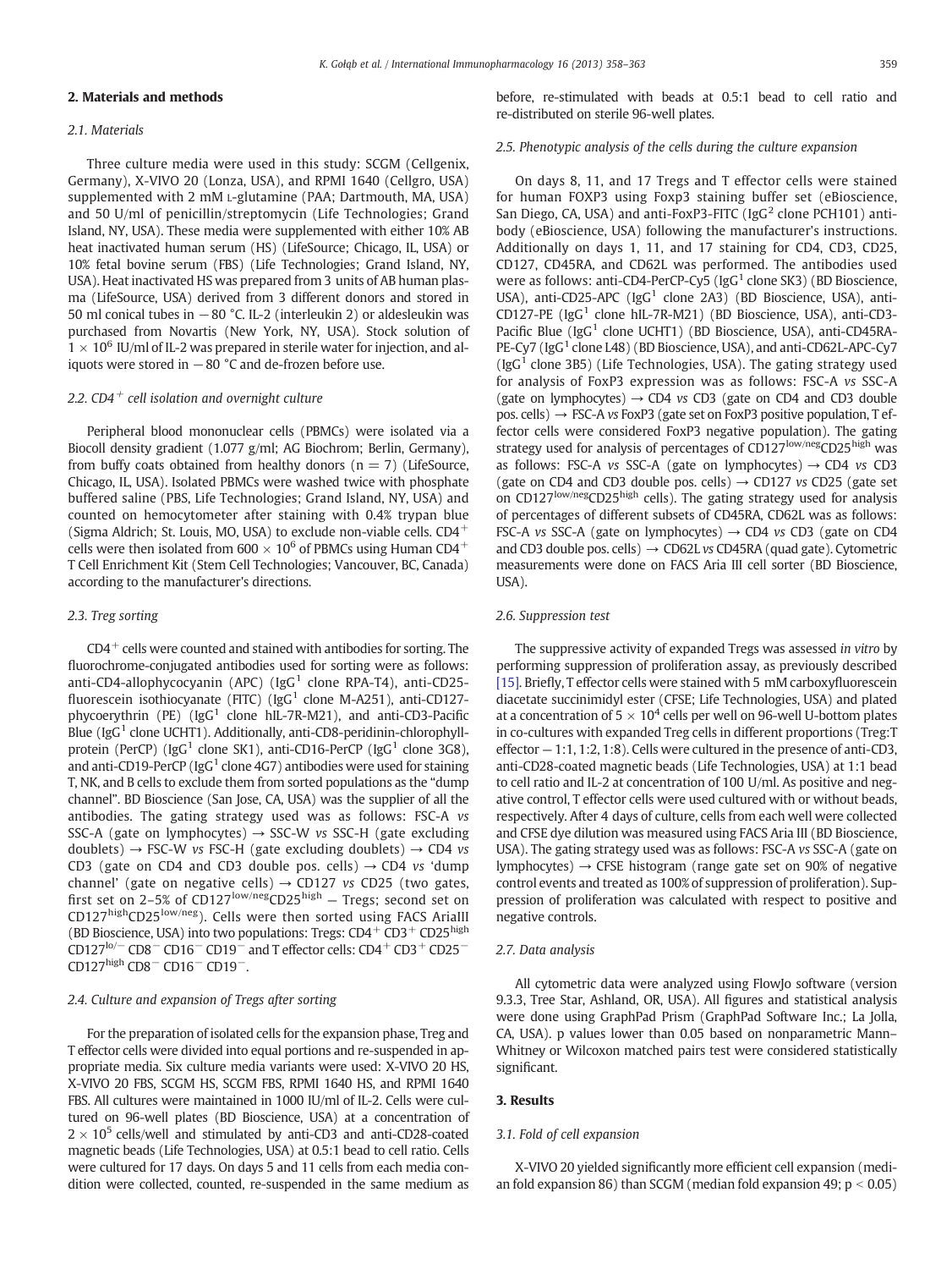## 2. Materials and methods

### 2.1. Materials

Three culture media were used in this study: SCGM (Cellgenix, Germany), X-VIVO 20 (Lonza, USA), and RPMI 1640 (Cellgro, USA) supplemented with 2 mM L-glutamine (PAA; Dartmouth, MA, USA) and 50 U/ml of penicillin/streptomycin (Life Technologies; Grand Island, NY, USA). These media were supplemented with either 10% AB heat inactivated human serum (HS) (LifeSource; Chicago, IL, USA) or 10% fetal bovine serum (FBS) (Life Technologies; Grand Island, NY, USA). Heat inactivated HS was prepared from 3 units of AB human plasma (LifeSource, USA) derived from 3 different donors and stored in 50 ml conical tubes in −80 °C. IL-2 (interleukin 2) or aldesleukin was purchased from Novartis (New York, NY, USA). Stock solution of $1 \times 10^6$ IU/ml of IL-2 was prepared in sterile water for injection, and aliquots were stored in −80 °C and de-frozen before use.

### 2.2. CD4$^+$ cell isolation and overnight culture

Peripheral blood mononuclear cells (PBMCs) were isolated via a Biocoll density gradient (1.077 g/ml; AG Biochrom; Berlin, Germany), from buffy coats obtained from healthy donors (n = 7) (LifeSource, Chicago, IL, USA). Isolated PBMCs were washed twice with phosphate buffered saline (PBS, Life Technologies; Grand Island, NY, USA) and counted on hemocytometer after staining with 0.4% trypan blue (Sigma Aldrich; St. Louis, MO, USA) to exclude non-viable cells. CD4$^+$ cells were then isolated from $600 \times 10^6$ of PBMCs using Human CD4$^+$ T Cell Enrichment Kit (Stem Cell Technologies; Vancouver, BC, Canada) according to the manufacturer's directions.

### 2.3. Treg sorting

CD4$^+$ cells were counted and stained with antibodies for sorting. The fluorochrome-conjugated antibodies used for sorting were as follows: anti-CD4-allophycocyanin (APC) (IgG$^1$ clone RPA-T4), anti-CD25-fluorescein isothiocyanate (FITC) (IgG$^1$ clone M-A251), anti-CD127-phycoerythrin (PE) (IgG$^1$ clone hIL-7R-M21), and anti-CD3-Pacific Blue (IgG$^1$ clone UCHT1). Additionally, anti-CD8-peridinin-chlorophyll-protein (PerCP) (IgG$^1$ clone SK1), anti-CD16-PerCP (IgG$^1$ clone 3G8), and anti-CD19-PerCP (IgG$^1$ clone 4G7) antibodies were used for staining T, NK, and B cells to exclude them from sorted populations as the "dump channel". BD Bioscience (San Jose, CA, USA) was the supplier of all the antibodies. The gating strategy used was as follows: FSC-A *vs* SSC-A (gate on lymphocytes) → SSC-W *vs* SSC-H (gate excluding doublets) → FSC-W *vs* FSC-H (gate excluding doublets) → CD4 *vs* CD3 (gate on CD4 and CD3 double pos. cells) → CD4 *vs* 'dump channel' (gate on negative cells) → CD127 *vs* CD25 (two gates, first set on 2–5% of CD127$^{low/neg}$CD25$^{high}$ — Tregs; second set on CD127$^{high}$CD25$^{low/neg}$). Cells were then sorted using FACS AriaIII (BD Bioscience, USA) into two populations: Tregs: CD4$^+$ CD3$^+$ CD25$^{high}$ CD127$^{lo/-}$ CD8$^-$ CD16$^-$ CD19$^-$ and T effector cells: CD4$^+$ CD3$^+$ CD25$^-$ CD127$^{high}$ CD8$^-$ CD16$^-$ CD19$^-$.

### 2.4. Culture and expansion of Tregs after sorting

For the preparation of isolated cells for the expansion phase, Treg and T effector cells were divided into equal portions and re-suspended in appropriate media. Six culture media variants were used: X-VIVO 20 HS, X-VIVO 20 FBS, SCGM HS, SCGM FBS, RPMI 1640 HS, and RPMI 1640 FBS. All cultures were maintained in 1000 IU/ml of IL-2. Cells were cultured on 96-well plates (BD Bioscience, USA) at a concentration of $2 \times 10^5$ cells/well and stimulated by anti-CD3 and anti-CD28-coated magnetic beads (Life Technologies, USA) at 0.5:1 bead to cell ratio. Cells were cultured for 17 days. On days 5 and 11 cells from each media condition were collected, counted, re-suspended in the same medium as before, re-stimulated with beads at 0.5:1 bead to cell ratio and re-distributed on sterile 96-well plates.

### 2.5. Phenotypic analysis of the cells during the culture expansion

On days 8, 11, and 17 Tregs and T effector cells were stained for human FOXP3 using Foxp3 staining buffer set (eBioscience, San Diego, CA, USA) and anti-FoxP3-FITC (IgG$^2$ clone PCH101) antibody (eBioscience, USA) following the manufacturer's instructions. Additionally on days 1, 11, and 17 staining for CD4, CD3, CD25, CD127, CD45RA, and CD62L was performed. The antibodies used were as follows: anti-CD4-PerCP-Cy5 (IgG$^1$ clone SK3) (BD Bioscience, USA), anti-CD25-APC (IgG$^1$ clone 2A3) (BD Bioscience, USA), anti-CD127-PE (IgG$^1$ clone hIL-7R-M21) (BD Bioscience, USA), anti-CD3-Pacific Blue (IgG$^1$ clone UCHT1) (BD Bioscience, USA), anti-CD45RA-PE-Cy7 (IgG$^1$ clone L48) (BD Bioscience, USA), and anti-CD62L-APC-Cy7 (IgG$^1$ clone 3B5) (Life Technologies, USA). The gating strategy used for analysis of FoxP3 expression was as follows: FSC-A *vs* SSC-A (gate on lymphocytes) → CD4 *vs* CD3 (gate on CD4 and CD3 double pos. cells) → FSC-A *vs* FoxP3 (gate set on FoxP3 positive population, T effector cells were considered FoxP3 negative population). The gating strategy used for analysis of percentages of CD127$^{low/neg}$CD25$^{high}$ was as follows: FSC-A *vs* SSC-A (gate on lymphocytes) → CD4 *vs* CD3 (gate on CD4 and CD3 double pos. cells) → CD127 *vs* CD25 (gate set on CD127$^{low/neg}$CD25$^{high}$ cells). The gating strategy used for analysis of percentages of different subsets of CD45RA, CD62L was as follows: FSC-A *vs* SSC-A (gate on lymphocytes) → CD4 *vs* CD3 (gate on CD4 and CD3 double pos. cells) → CD62L *vs* CD45RA (quad gate). Cytometric measurements were done on FACS Aria III cell sorter (BD Bioscience, USA).

### 2.6. Suppression test

The suppressive activity of expanded Tregs was assessed *in vitro* by performing suppression of proliferation assay, as previously described [15]. Briefly, T effector cells were stained with 5 mM carboxyfluorescein diacetate succinimidyl ester (CFSE; Life Technologies, USA) and plated at a concentration of $5 \times 10^4$ cells per well on 96-well U-bottom plates in co-cultures with expanded Treg cells in different proportions (Treg:T effector — 1:1, 1:2, 1:8). Cells were cultured in the presence of anti-CD3, anti-CD28-coated magnetic beads (Life Technologies, USA) at 1:1 bead to cell ratio and IL-2 at concentration of 100 U/ml. As positive and negative control, T effector cells were used cultured with or without beads, respectively. After 4 days of culture, cells from each well were collected and CFSE dye dilution was measured using FACS Aria III (BD Bioscience, USA). The gating strategy used was as follows: FSC-A *vs* SSC-A (gate on lymphocytes) → CFSE histogram (range gate set on 90% of negative control events and treated as 100% of suppression of proliferation). Suppression of proliferation was calculated with respect to positive and negative controls.

### 2.7. Data analysis

All cytometric data were analyzed using FlowJo software (version 9.3.3, Tree Star, Ashland, OR, USA). All figures and statistical analysis were done using GraphPad Prism (GraphPad Software Inc.; La Jolla, CA, USA). p values lower than 0.05 based on nonparametric Mann–Whitney or Wilcoxon matched pairs test were considered statistically significant.

## 3. Results

### 3.1. Fold of cell expansion

X-VIVO 20 yielded significantly more efficient cell expansion (median fold expansion 86) than SCGM (median fold expansion 49; $p < 0.05$)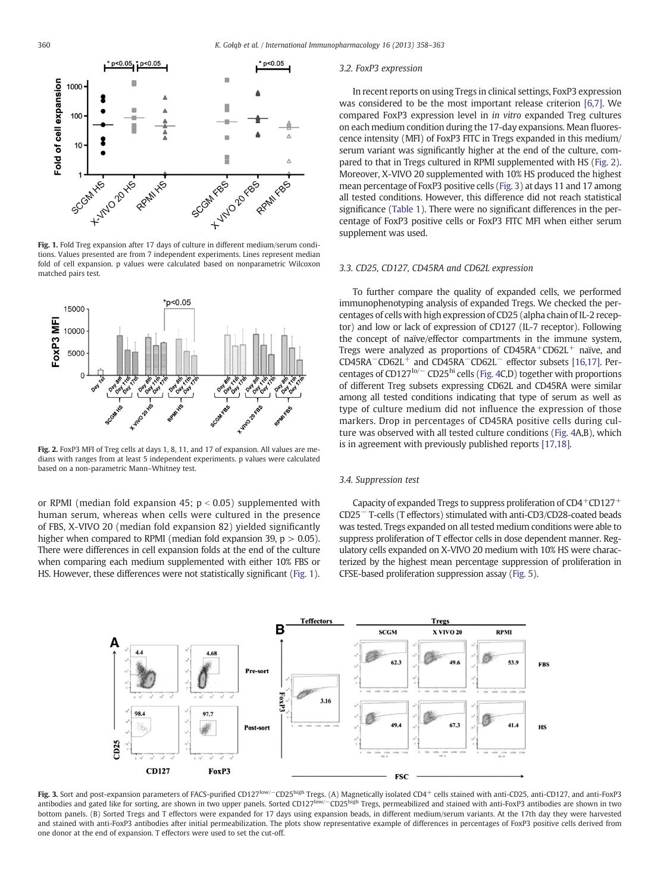or RPMI (median fold expansion 45; $p < 0.05$) supplemented with human serum, whereas when cells were cultured in the presence of FBS, X-VIVO 20 (median fold expansion 82) yielded significantly higher when compared to RPMI (median fold expansion 39, $p > 0.05$). There were differences in cell expansion folds at the end of the culture when comparing each medium supplemented with either 10% FBS or HS. However, these differences were not statistically significant (Fig. 1).

Fig. 1. Fold Treg expansion after 17 days of culture in different medium/serum conditions. Values presented are from 7 independent experiments. Lines represent median fold of cell expansion. p values were calculated based on nonparametric Wilcoxon matched pairs test.

Fig. 2. FoxP3 MFI of Treg cells at days 1, 8, 11, and 17 of expansion. All values are medians with ranges from at least 5 independent experiments. p values were calculated based on a non-parametric Mann–Whitney test.

### 3.2. FoxP3 expression

In recent reports on using Tregs in clinical settings, FoxP3 expression was considered to be the most important release criterion [6,7]. We compared FoxP3 expression level in *in vitro* expanded Treg cultures on each medium condition during the 17-day expansions. Mean fluorescence intensity (MFI) of FoxP3 FITC in Tregs expanded in this medium/serum variant was significantly higher at the end of the culture, compared to that in Tregs cultured in RPMI supplemented with HS (Fig. 2). Moreover, X-VIVO 20 supplemented with 10% HS produced the highest mean percentage of FoxP3 positive cells (Fig. 3) at days 11 and 17 among all tested conditions. However, this difference did not reach statistical significance (Table 1). There were no significant differences in the percentage of FoxP3 positive cells or FoxP3 FITC MFI when either serum supplement was used.

### 3.3. CD25, CD127, CD45RA and CD62L expression

To further compare the quality of expanded cells, we performed immunophenotyping analysis of expanded Tregs. We checked the percentages of cells with high expression of CD25 (alpha chain of IL-2 receptor) and low or lack of expression of CD127 (IL-7 receptor). Following the concept of naïve/effector compartments in the immune system, Tregs were analyzed as proportions of $CD45RA^+CD62L^+$ naïve, and $CD45RA^-CD62L^+$ and $CD45RA^-CD62L^-$ effector subsets [16,17]. Percentages of $CD127^{lo/-}$ $CD25^{hi}$ cells (Fig. 4C,D) together with proportions of different Treg subsets expressing CD62L and CD45RA were similar among all tested conditions indicating that type of serum as well as type of culture medium did not influence the expression of those markers. Drop in percentages of CD45RA positive cells during culture was observed with all tested culture conditions (Fig. 4A,B), which is in agreement with previously published reports [17,18].

### 3.4. Suppression test

Capacity of expanded Tregs to suppress proliferation of $CD4^+CD127^+$ $CD25^-$ T-cells (T effectors) stimulated with anti-CD3/CD28-coated beads was tested. Tregs expanded on all tested medium conditions were able to suppress proliferation of T effector cells in dose dependent manner. Regulatory cells expanded on X-VIVO 20 medium with 10% HS were characterized by the highest mean percentage suppression of proliferation in CFSE-based proliferation suppression assay (Fig. 5).

Fig. 3. Sort and post-expansion parameters of FACS-purified $CD127^{low/-}CD25^{high}$ Tregs. (A) Magnetically isolated $CD4^+$ cells stained with anti-CD25, anti-CD127, and anti-FoxP3 antibodies and gated like for sorting, are shown in two upper panels. Sorted $CD127^{low/-}CD25^{high}$ Tregs, permeabilized and stained with anti-FoxP3 antibodies are shown in two bottom panels. (B) Sorted Tregs and T effectors were expanded for 17 days using expansion beads, in different medium/serum variants. At the 17th day they were harvested and stained with anti-FoxP3 antibodies after initial permeabilization. The plots show representative example of differences in percentages of FoxP3 positive cells derived from one donor at the end of expansion. T effectors were used to set the cut-off.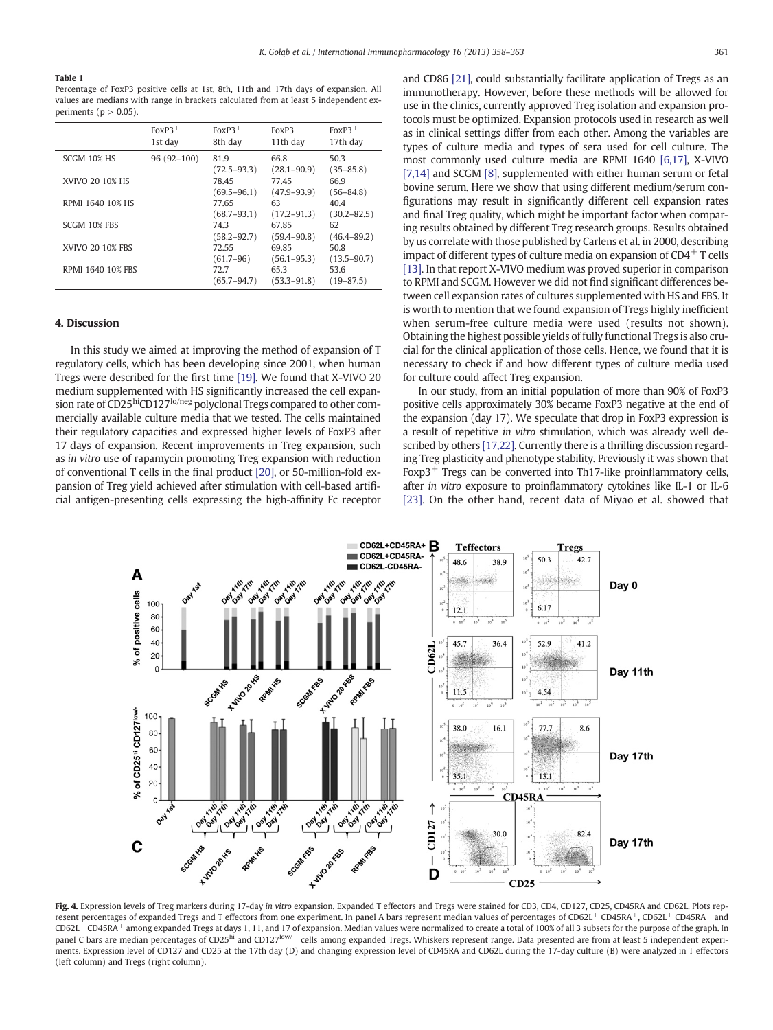**Table 1**
Percentage of FoxP3 positive cells at 1st, 8th, 11th and 17th days of expansion. All values are medians with range in brackets calculated from at least 5 independent experiments ($p > 0.05$).

| | $FoxP3^+$ 1st day | $FoxP3^+$ 8th day | $FoxP3^+$ 11th day | $FoxP3^+$ 17th day |
|---|---|---|---|---|
| SCGM 10% HS | 96 (92–100) | 81.9 (72.5–93.3) | 66.8 (28.1–90.9) | 50.3 (35–85.8) |
| XVIVO 20 10% HS | | 78.45 (69.5–96.1) | 77.45 (47.9–93.9) | 66.9 (56–84.8) |
| RPMI 1640 10% HS | | 77.65 (68.7–93.1) | 63 (17.2–91.3) | 40.4 (30.2–82.5) |
| SCGM 10% FBS | | 74.3 (58.2–92.7) | 67.85 (59.4–90.8) | 62 (46.4–89.2) |
| XVIVO 20 10% FBS | | 72.55 (61.7–96) | 69.85 (56.1–95.3) | 50.8 (13.5–90.7) |
| RPMI 1640 10% FBS | | 72.7 (65.7–94.7) | 65.3 (53.3–91.8) | 53.6 (19–87.5) |

## 4. Discussion

In this study we aimed at improving the method of expansion of T regulatory cells, which has been developing since 2001, when human Tregs were described for the first time [19]. We found that X-VIVO 20 medium supplemented with HS significantly increased the cell expansion rate of $CD25^{hi}CD127^{lo/neg}$ polyclonal Tregs compared to other commercially available culture media that we tested. The cells maintained their regulatory capacities and expressed higher levels of FoxP3 after 17 days of expansion. Recent improvements in Treg expansion, such as *in vitro* use of rapamycin promoting Treg expansion with reduction of conventional T cells in the final product [20], or 50-million-fold expansion of Treg yield achieved after stimulation with cell-based artificial antigen-presenting cells expressing the high-affinity Fc receptor and CD86 [21], could substantially facilitate application of Tregs as an immunotherapy. However, before these methods will be allowed for use in the clinics, currently approved Treg isolation and expansion protocols must be optimized. Expansion protocols used in research as well as in clinical settings differ from each other. Among the variables are types of culture media and types of sera used for cell culture. The most commonly used culture media are RPMI 1640 [6,17], X-VIVO [7,14] and SCGM [8], supplemented with either human serum or fetal bovine serum. Here we show that using different medium/serum configurations may result in significantly different cell expansion rates and final Treg quality, which might be important factor when comparing results obtained by different Treg research groups. Results obtained by us correlate with those published by Carlens et al. in 2000, describing impact of different types of culture media on expansion of $CD4^+$ T cells [13]. In that report X-VIVO medium was proved superior in comparison to RPMI and SCGM. However we did not find significant differences between cell expansion rates of cultures supplemented with HS and FBS. It is worth to mention that we found expansion of Tregs highly inefficient when serum-free culture media were used (results not shown). Obtaining the highest possible yields of fully functional Tregs is also crucial for the clinical application of those cells. Hence, we found that it is necessary to check if and how different types of culture media used for culture could affect Treg expansion.

In our study, from an initial population of more than 90% of FoxP3 positive cells approximately 30% became FoxP3 negative at the end of the expansion (day 17). We speculate that drop in FoxP3 expression is a result of repetitive *in vitro* stimulation, which was already well described by others [17,22]. Currently there is a thrilling discussion regarding Treg plasticity and phenotype stability. Previously it was shown that $Foxp3^+$ Tregs can be converted into Th17-like proinflammatory cells, after *in vitro* exposure to proinflammatory cytokines like IL-1 or IL-6 [23]. On the other hand, recent data of Miyao et al. showed that

**Fig. 4.** Expression levels of Treg markers during 17-day *in vitro* expansion. Expanded T effectors and Tregs were stained for CD3, CD4, CD127, CD25, CD45RA and CD62L. Plots represent percentages of expanded Tregs and T effectors from one experiment. In panel A bars represent median values of percentages of $CD62L^+$ $CD45RA^+$, $CD62L^+$ $CD45RA^-$ and $CD62L^-$ $CD45RA^+$ among expanded Tregs at days 1, 11, and 17 of expansion. Median values were normalized to create a total of 100% of all 3 subsets for the purpose of the graph. In panel C bars are median percentages of $CD25^{hi}$ and $CD127^{low/-}$ cells among expanded Tregs. Whiskers represent range. Data presented are from at least 5 independent experiments. Expression level of CD127 and CD25 at the 17th day (D) and changing expression level of CD45RA and CD62L during the 17-day culture (B) were analyzed in T effectors (left column) and Tregs (right column).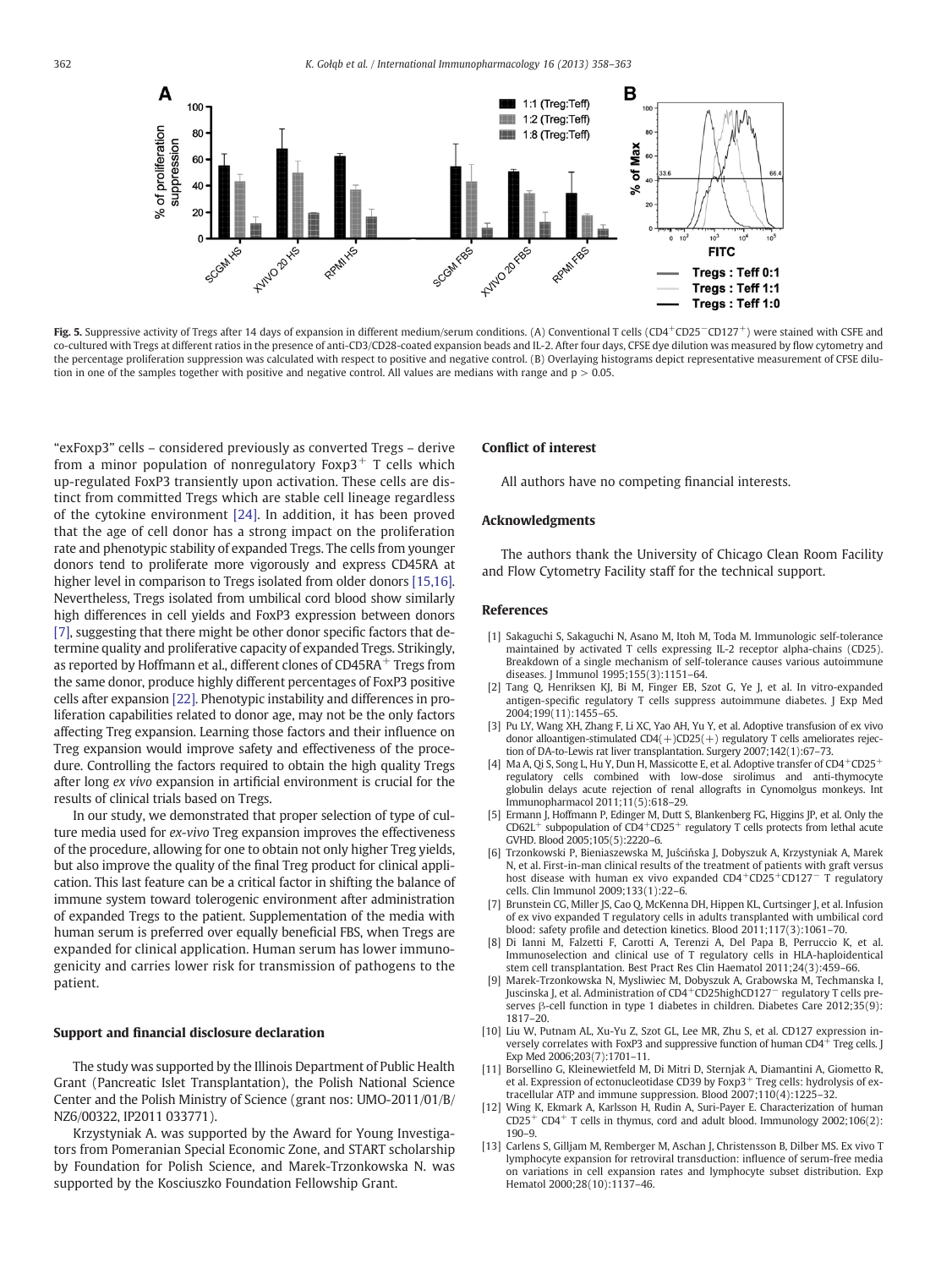**Fig. 5.** Suppressive activity of Tregs after 14 days of expansion in different medium/serum conditions. (A) Conventional T cells ($CD4^+CD25^-CD127^+$) were stained with CSFE and co-cultured with Tregs at different ratios in the presence of anti-CD3/CD28-coated expansion beads and IL-2. After four days, CFSE dye dilution was measured by flow cytometry and the percentage proliferation suppression was calculated with respect to positive and negative control. (B) Overlaying histograms depict representative measurement of CFSE dilution in one of the samples together with positive and negative control. All values are medians with range and $p > 0.05$.

"exFoxp3" cells – considered previously as converted Tregs – derive from a minor population of nonregulatory $Foxp3^+$ T cells which up-regulated FoxP3 transiently upon activation. These cells are distinct from committed Tregs which are stable cell lineage regardless of the cytokine environment [24]. In addition, it has been proved that the age of cell donor has a strong impact on the proliferation rate and phenotypic stability of expanded Tregs. The cells from younger donors tend to proliferate more vigorously and express CD45RA at higher level in comparison to Tregs isolated from older donors [15,16]. Nevertheless, Tregs isolated from umbilical cord blood show similarly high differences in cell yields and FoxP3 expression between donors [7], suggesting that there might be other donor specific factors that determine quality and proliferative capacity of expanded Tregs. Strikingly, as reported by Hoffmann et al., different clones of $CD45RA^+$ Tregs from the same donor, produce highly different percentages of FoxP3 positive cells after expansion [22]. Phenotypic instability and differences in proliferation capabilities related to donor age, may not be the only factors affecting Treg expansion. Learning those factors and their influence on Treg expansion would improve safety and effectiveness of the procedure. Controlling the factors required to obtain the high quality Tregs after long *ex vivo* expansion in artificial environment is crucial for the results of clinical trials based on Tregs.

In our study, we demonstrated that proper selection of type of culture media used for *ex-vivo* Treg expansion improves the effectiveness of the procedure, allowing for one to obtain not only higher Treg yields, but also improve the quality of the final Treg product for clinical application. This last feature can be a critical factor in shifting the balance of immune system toward tolerogenic environment after administration of expanded Tregs to the patient. Supplementation of the media with human serum is preferred over equally beneficial FBS, when Tregs are expanded for clinical application. Human serum has lower immunogenicity and carries lower risk for transmission of pathogens to the patient.

## Support and financial disclosure declaration

The study was supported by the Illinois Department of Public Health Grant (Pancreatic Islet Transplantation), the Polish National Science Center and the Polish Ministry of Science (grant nos: UMO-2011/01/B/NZ6/00322, IP2011 033771).

Krzystyniak A. was supported by the Award for Young Investigators from Pomeranian Special Economic Zone, and START scholarship by Foundation for Polish Science, and Marek-Trzonkowska N. was supported by the Kosciuszko Foundation Fellowship Grant.

## Conflict of interest

All authors have no competing financial interests.

## Acknowledgments

The authors thank the University of Chicago Clean Room Facility and Flow Cytometry Facility staff for the technical support.

## References

[1] Sakaguchi S, Sakaguchi N, Asano M, Itoh M, Toda M. Immunologic self-tolerance maintained by activated T cells expressing IL-2 receptor alpha-chains (CD25). Breakdown of a single mechanism of self-tolerance causes various autoimmune diseases. J Immunol 1995;155(3):1151–64.

[2] Tang Q, Henriksen KJ, Bi M, Finger EB, Szot G, Ye J, et al. In vitro-expanded antigen-specific regulatory T cells suppress autoimmune diabetes. J Exp Med 2004;199(11):1455–65.

[3] Pu LY, Wang XH, Zhang F, Li XC, Yao AH, Yu Y, et al. Adoptive transfusion of ex vivo donor alloantigen-stimulated CD4(+)CD25(+) regulatory T cells ameliorates rejection of DA-to-Lewis rat liver transplantation. Surgery 2007;142(1):67–73.

[4] Ma A, Qi S, Song L, Hu Y, Dun H, Massicotte E, et al. Adoptive transfer of $CD4^+CD25^+$ regulatory cells combined with low-dose sirolimus and anti-thymocyte globulin delays acute rejection of renal allografts in Cynomolgus monkeys. Int Immunopharmacol 2011;11(5):618–29.

[5] Ermann J, Hoffmann P, Edinger M, Dutt S, Blankenberg FG, Higgins JP, et al. Only the $CD62L^+$ subpopulation of $CD4^+CD25^+$ regulatory T cells protects from lethal acute GVHD. Blood 2005;105(5):2220–6.

[6] Trzonkowski P, Bieniaszewska M, Juścińska J, Dobyszuk A, Krzystyniak A, Marek N, et al. First-in-man clinical results of the treatment of patients with graft versus host disease with human ex vivo expanded $CD4^+CD25^+CD127^-$ T regulatory cells. Clin Immunol 2009;133(1):22–6.

[7] Brunstein CG, Miller JS, Cao Q, McKenna DH, Hippen KL, Curtsinger J, et al. Infusion of ex vivo expanded T regulatory cells in adults transplanted with umbilical cord blood: safety profile and detection kinetics. Blood 2011;117(3):1061–70.

[8] Di Ianni M, Falzetti F, Carotti A, Terenzi A, Del Papa B, Perruccio K, et al. Immunoselection and clinical use of T regulatory cells in HLA-haploidentical stem cell transplantation. Best Pract Res Clin Haematol 2011;24(3):459–66.

[9] Marek-Trzonkowska N, Mysliwiec M, Dobyszuk A, Grabowska M, Techmanska I, Juscinska J, et al. Administration of $CD4^+CD25^{high}CD127^-$ regulatory T cells preserves β-cell function in type 1 diabetes in children. Diabetes Care 2012;35(9):1817–20.

[10] Liu W, Putnam AL, Xu-Yu Z, Szot GL, Lee MR, Zhu S, et al. CD127 expression inversely correlates with FoxP3 and suppressive function of human $CD4^+$ Treg cells. J Exp Med 2006;203(7):1701–11.

[11] Borsellino G, Kleinewietfeld M, Di Mitri D, Sternjak A, Diamantini A, Giometto R, et al. Expression of ectonucleotidase CD39 by $Foxp3^+$ Treg cells: hydrolysis of extracellular ATP and immune suppression. Blood 2007;110(4):1225–32.

[12] Wing K, Ekmark A, Karlsson H, Rudin A, Suri-Payer E. Characterization of human $CD25^+$ $CD4^+$ T cells in thymus, cord and adult blood. Immunology 2002;106(2):190–9.

[13] Carlens S, Gilljam M, Remberger M, Aschan J, Christensson B, Dilber MS. Ex vivo T lymphocyte expansion for retroviral transduction: influence of serum-free media on variations in cell expansion rates and lymphocyte subset distribution. Exp Hematol 2000;28(10):1137–46.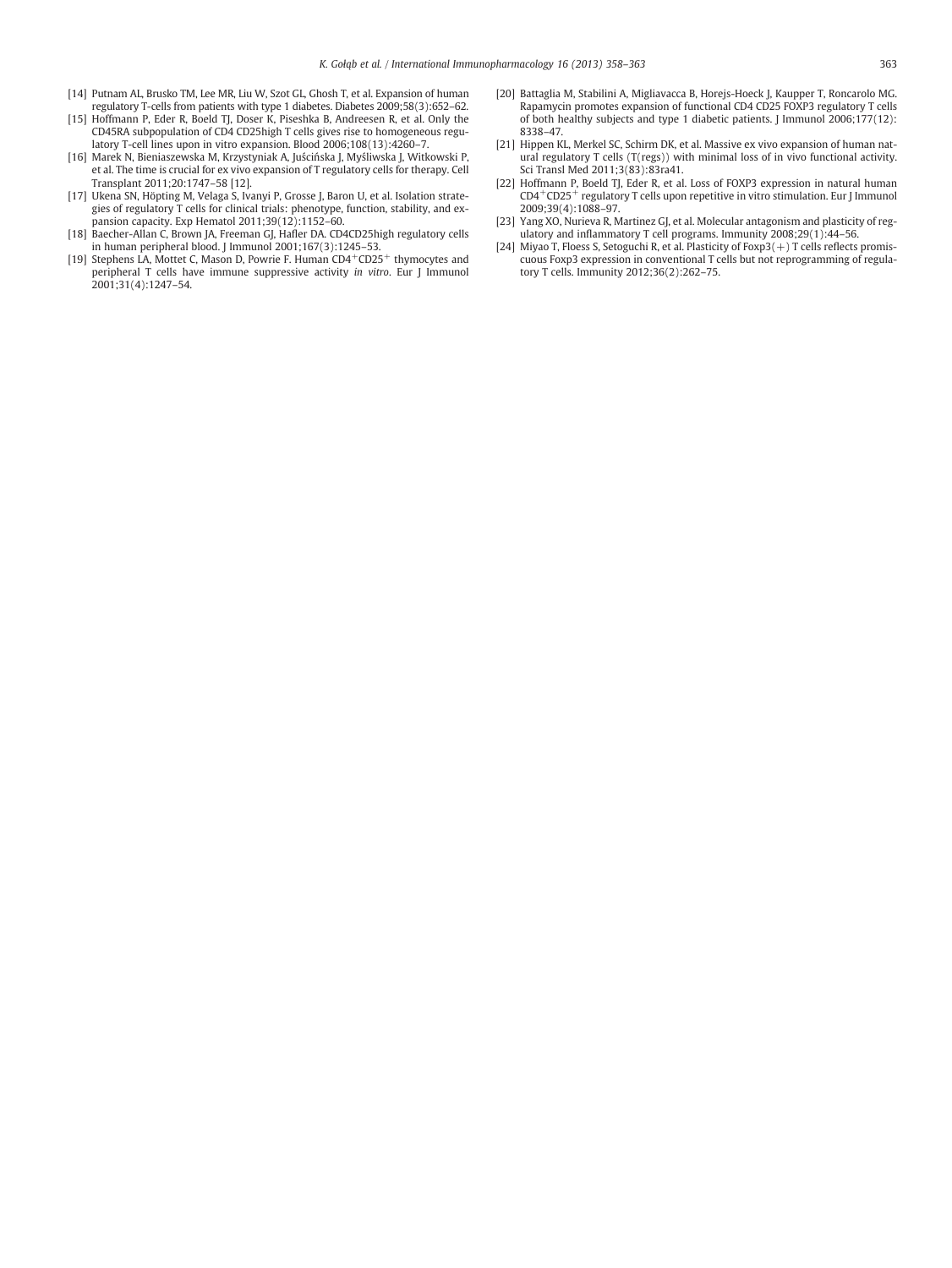[14] Putnam AL, Brusko TM, Lee MR, Liu W, Szot GL, Ghosh T, et al. Expansion of human regulatory T-cells from patients with type 1 diabetes. Diabetes 2009;58(3):652–62.

[15] Hoffmann P, Eder R, Boeld TJ, Doser K, Piseshka B, Andreesen R, et al. Only the CD45RA subpopulation of CD4 CD25high T cells gives rise to homogeneous regulatory T-cell lines upon in vitro expansion. Blood 2006;108(13):4260–7.

[16] Marek N, Bieniaszewska M, Krzystyniak A, Juścińska J, Myśliwska J, Witkowski P, et al. The time is crucial for ex vivo expansion of T regulatory cells for therapy. Cell Transplant 2011;20:1747–58 [12].

[17] Ukena SN, Höpting M, Velaga S, Ivanyi P, Grosse J, Baron U, et al. Isolation strategies of regulatory T cells for clinical trials: phenotype, function, stability, and expansion capacity. Exp Hematol 2011;39(12):1152–60.

[18] Baecher-Allan C, Brown JA, Freeman GJ, Hafler DA. CD4CD25high regulatory cells in human peripheral blood. J Immunol 2001;167(3):1245–53.

[19] Stephens LA, Mottet C, Mason D, Powrie F. Human CD4$^+$CD25$^+$ thymocytes and peripheral T cells have immune suppressive activity *in vitro*. Eur J Immunol 2001;31(4):1247–54.

[20] Battaglia M, Stabilini A, Migliavacca B, Horejs-Hoeck J, Kaupper T, Roncarolo MG. Rapamycin promotes expansion of functional CD4 CD25 FOXP3 regulatory T cells of both healthy subjects and type 1 diabetic patients. J Immunol 2006;177(12):8338–47.

[21] Hippen KL, Merkel SC, Schirm DK, et al. Massive ex vivo expansion of human natural regulatory T cells (T(regs)) with minimal loss of in vivo functional activity. Sci Transl Med 2011;3(83):83ra41.

[22] Hoffmann P, Boeld TJ, Eder R, et al. Loss of FOXP3 expression in natural human CD4$^+$CD25$^+$ regulatory T cells upon repetitive in vitro stimulation. Eur J Immunol 2009;39(4):1088–97.

[23] Yang XO, Nurieva R, Martinez GJ, et al. Molecular antagonism and plasticity of regulatory and inflammatory T cell programs. Immunity 2008;29(1):44–56.

[24] Miyao T, Floess S, Setoguchi R, et al. Plasticity of Foxp3(+) T cells reflects promiscuous Foxp3 expression in conventional T cells but not reprogramming of regulatory T cells. Immunity 2012;36(2):262–75.